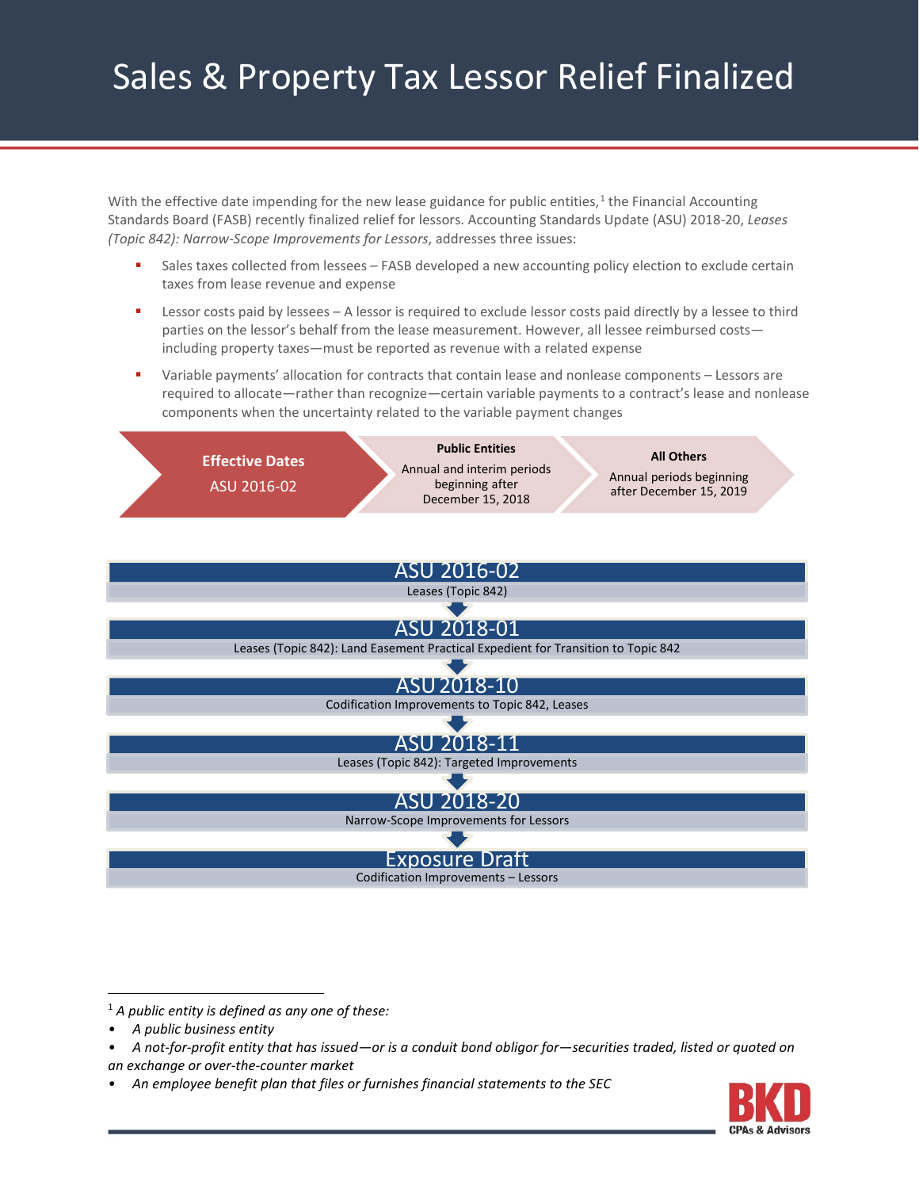# Sales & Property Tax Lessor Relief Finalized

With the effective date impending for the new lease guidance for public entities,[1] the Financial Accounting Standards Board (FASB) recently finalized relief for lessors. Accounting Standards Update (ASU) 2018-20, *Leases (Topic 842): Narrow-Scope Improvements for Lessors*, addresses three issues:

- Sales taxes collected from lessees – FASB developed a new accounting policy election to exclude certain taxes from lease revenue and expense
- Lessor costs paid by lessees – A lessor is required to exclude lessor costs paid directly by a lessee to third parties on the lessor's behalf from the lease measurement. However, all lessee reimbursed costs—including property taxes—must be reported as revenue with a related expense
- Variable payments' allocation for contracts that contain lease and nonlease components – Lessors are required to allocate—rather than recognize—certain variable payments to a contract's lease and nonlease components when the uncertainty related to the variable payment changes

| Effective Dates ASU 2016-02 | Public Entities | All Others |
| --- | --- | --- |
| | Annual and interim periods beginning after December 15, 2018 | Annual periods beginning after December 15, 2019 |

**ASU 2016-02**
Leases (Topic 842)

↓

**ASU 2018-01**
Leases (Topic 842): Land Easement Practical Expedient for Transition to Topic 842

↓

**ASU 2018-10**
Codification Improvements to Topic 842, Leases

↓

**ASU 2018-11**
Leases (Topic 842): Targeted Improvements

↓

**ASU 2018-20**
Narrow-Scope Improvements for Lessors

↓

**Exposure Draft**
Codification Improvements – Lessors

---

[1] *A public entity is defined as any one of these:*

- *A public business entity*
- *A not-for-profit entity that has issued—or is a conduit bond obligor for—securities traded, listed or quoted on an exchange or over-the-counter market*
- *An employee benefit plan that files or furnishes financial statements to the SEC*

BKD CPAs & Advisors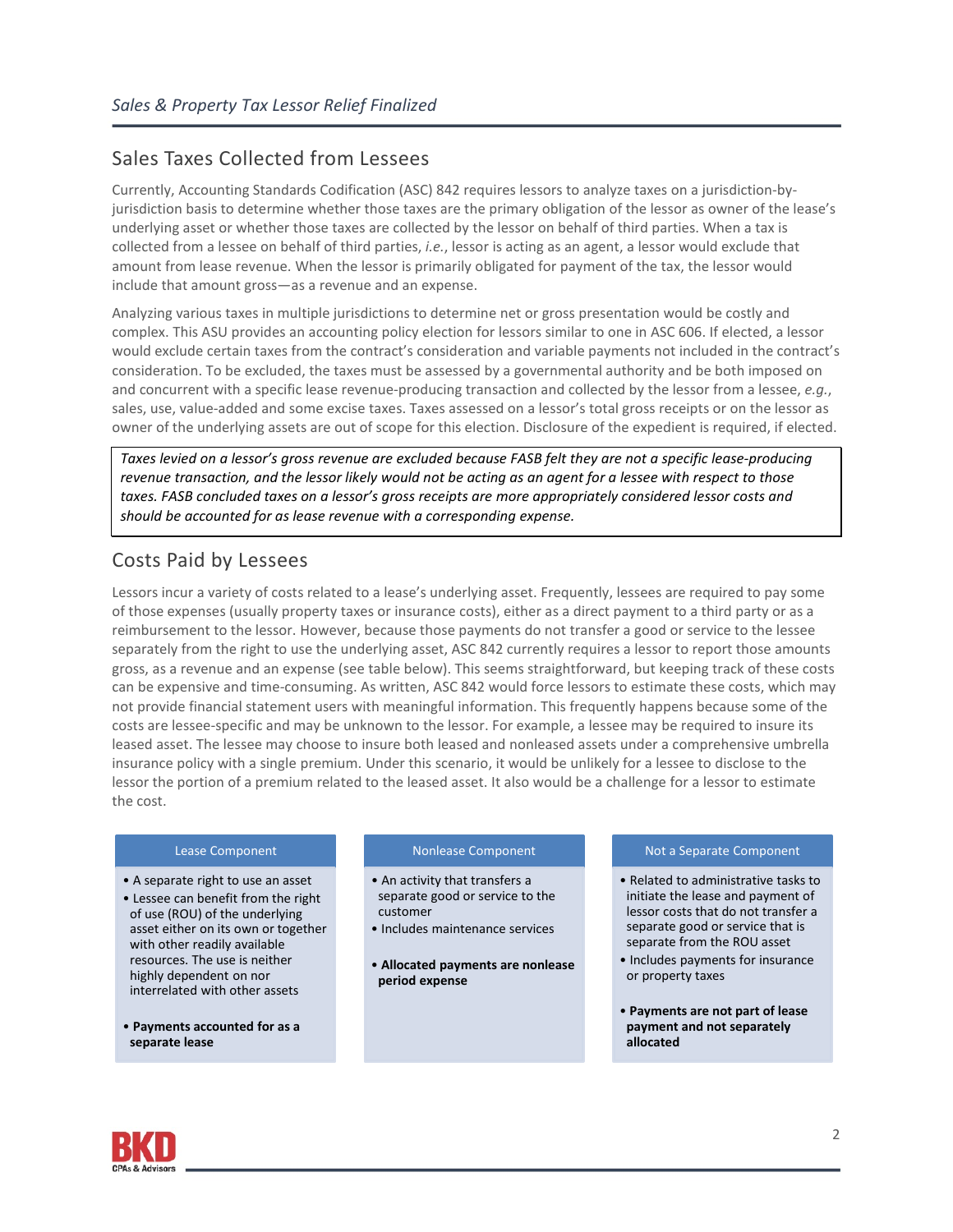## Sales Taxes Collected from Lessees

Currently, Accounting Standards Codification (ASC) 842 requires lessors to analyze taxes on a jurisdiction-by-jurisdiction basis to determine whether those taxes are the primary obligation of the lessor as owner of the lease's underlying asset or whether those taxes are collected by the lessor on behalf of third parties. When a tax is collected from a lessee on behalf of third parties, *i.e.*, lessor is acting as an agent, a lessor would exclude that amount from lease revenue. When the lessor is primarily obligated for payment of the tax, the lessor would include that amount gross—as a revenue and an expense.

Analyzing various taxes in multiple jurisdictions to determine net or gross presentation would be costly and complex. This ASU provides an accounting policy election for lessors similar to one in ASC 606. If elected, a lessor would exclude certain taxes from the contract's consideration and variable payments not included in the contract's consideration. To be excluded, the taxes must be assessed by a governmental authority and be both imposed on and concurrent with a specific lease revenue-producing transaction and collected by the lessor from a lessee, *e.g.*, sales, use, value-added and some excise taxes. Taxes assessed on a lessor's total gross receipts or on the lessor as owner of the underlying assets are out of scope for this election. Disclosure of the expedient is required, if elected.

*Taxes levied on a lessor's gross revenue are excluded because FASB felt they are not a specific lease-producing revenue transaction, and the lessor likely would not be acting as an agent for a lessee with respect to those taxes. FASB concluded taxes on a lessor's gross receipts are more appropriately considered lessor costs and should be accounted for as lease revenue with a corresponding expense.*

## Costs Paid by Lessees

Lessors incur a variety of costs related to a lease's underlying asset. Frequently, lessees are required to pay some of those expenses (usually property taxes or insurance costs), either as a direct payment to a third party or as a reimbursement to the lessor. However, because those payments do not transfer a good or service to the lessee separately from the right to use the underlying asset, ASC 842 currently requires a lessor to report those amounts gross, as a revenue and an expense (see table below). This seems straightforward, but keeping track of these costs can be expensive and time-consuming. As written, ASC 842 would force lessors to estimate these costs, which may not provide financial statement users with meaningful information. This frequently happens because some of the costs are lessee-specific and may be unknown to the lessor. For example, a lessee may be required to insure its leased asset. The lessee may choose to insure both leased and nonleased assets under a comprehensive umbrella insurance policy with a single premium. Under this scenario, it would be unlikely for a lessee to disclose to the lessor the portion of a premium related to the leased asset. It also would be a challenge for a lessor to estimate the cost.

| Lease Component | Nonlease Component | Not a Separate Component |
|---|---|---|
| • A separate right to use an asset<br>• Lessee can benefit from the right of use (ROU) of the underlying asset either on its own or together with other readily available resources. The use is neither highly dependent on nor interrelated with other assets<br><br>• **Payments accounted for as a separate lease** | • An activity that transfers a separate good or service to the customer<br>• Includes maintenance services<br><br>• **Allocated payments are nonlease period expense** | • Related to administrative tasks to initiate the lease and payment of lessor costs that do not transfer a separate good or service that is separate from the ROU asset<br>• Includes payments for insurance or property taxes<br><br>• **Payments are not part of lease payment and not separately allocated** |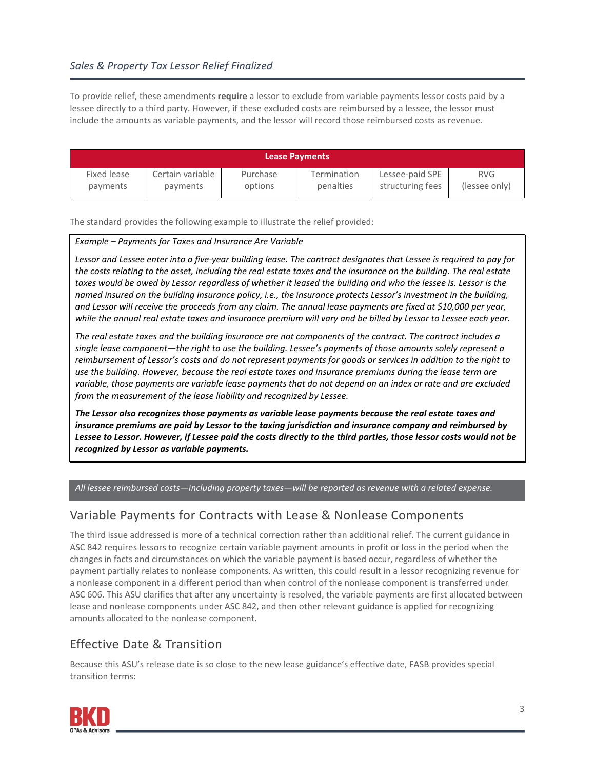*Sales & Property Tax Lessor Relief Finalized*

To provide relief, these amendments **require** a lessor to exclude from variable payments lessor costs paid by a lessee directly to a third party. However, if these excluded costs are reimbursed by a lessee, the lessor must include the amounts as variable payments, and the lessor will record those reimbursed costs as revenue.

| **Lease Payments** | | | | | |
|---|---|---|---|---|---|
| Fixed lease payments | Certain variable payments | Purchase options | Termination penalties | Lessee-paid SPE structuring fees | RVG (lessee only) |

The standard provides the following example to illustrate the relief provided:

> *Example – Payments for Taxes and Insurance Are Variable*
>
> *Lessor and Lessee enter into a five-year building lease. The contract designates that Lessee is required to pay for the costs relating to the asset, including the real estate taxes and the insurance on the building. The real estate taxes would be owed by Lessor regardless of whether it leased the building and who the lessee is. Lessor is the named insured on the building insurance policy, i.e., the insurance protects Lessor's investment in the building, and Lessor will receive the proceeds from any claim. The annual lease payments are fixed at $10,000 per year, while the annual real estate taxes and insurance premium will vary and be billed by Lessor to Lessee each year.*
>
> *The real estate taxes and the building insurance are not components of the contract. The contract includes a single lease component—the right to use the building. Lessee's payments of those amounts solely represent a reimbursement of Lessor's costs and do not represent payments for goods or services in addition to the right to use the building. However, because the real estate taxes and insurance premiums during the lease term are variable, those payments are variable lease payments that do not depend on an index or rate and are excluded from the measurement of the lease liability and recognized by Lessee.*
>
> ***The Lessor also recognizes those payments as variable lease payments because the real estate taxes and insurance premiums are paid by Lessor to the taxing jurisdiction and insurance company and reimbursed by Lessee to Lessor. However, if Lessee paid the costs directly to the third parties, those lessor costs would not be recognized by Lessor as variable payments.***

*All lessee reimbursed costs—including property taxes—will be reported as revenue with a related expense.*

## Variable Payments for Contracts with Lease & Nonlease Components

The third issue addressed is more of a technical correction rather than additional relief. The current guidance in ASC 842 requires lessors to recognize certain variable payment amounts in profit or loss in the period when the changes in facts and circumstances on which the variable payment is based occur, regardless of whether the payment partially relates to nonlease components. As written, this could result in a lessor recognizing revenue for a nonlease component in a different period than when control of the nonlease component is transferred under ASC 606. This ASU clarifies that after any uncertainty is resolved, the variable payments are first allocated between lease and nonlease components under ASC 842, and then other relevant guidance is applied for recognizing amounts allocated to the nonlease component.

## Effective Date & Transition

Because this ASU's release date is so close to the new lease guidance's effective date, FASB provides special transition terms: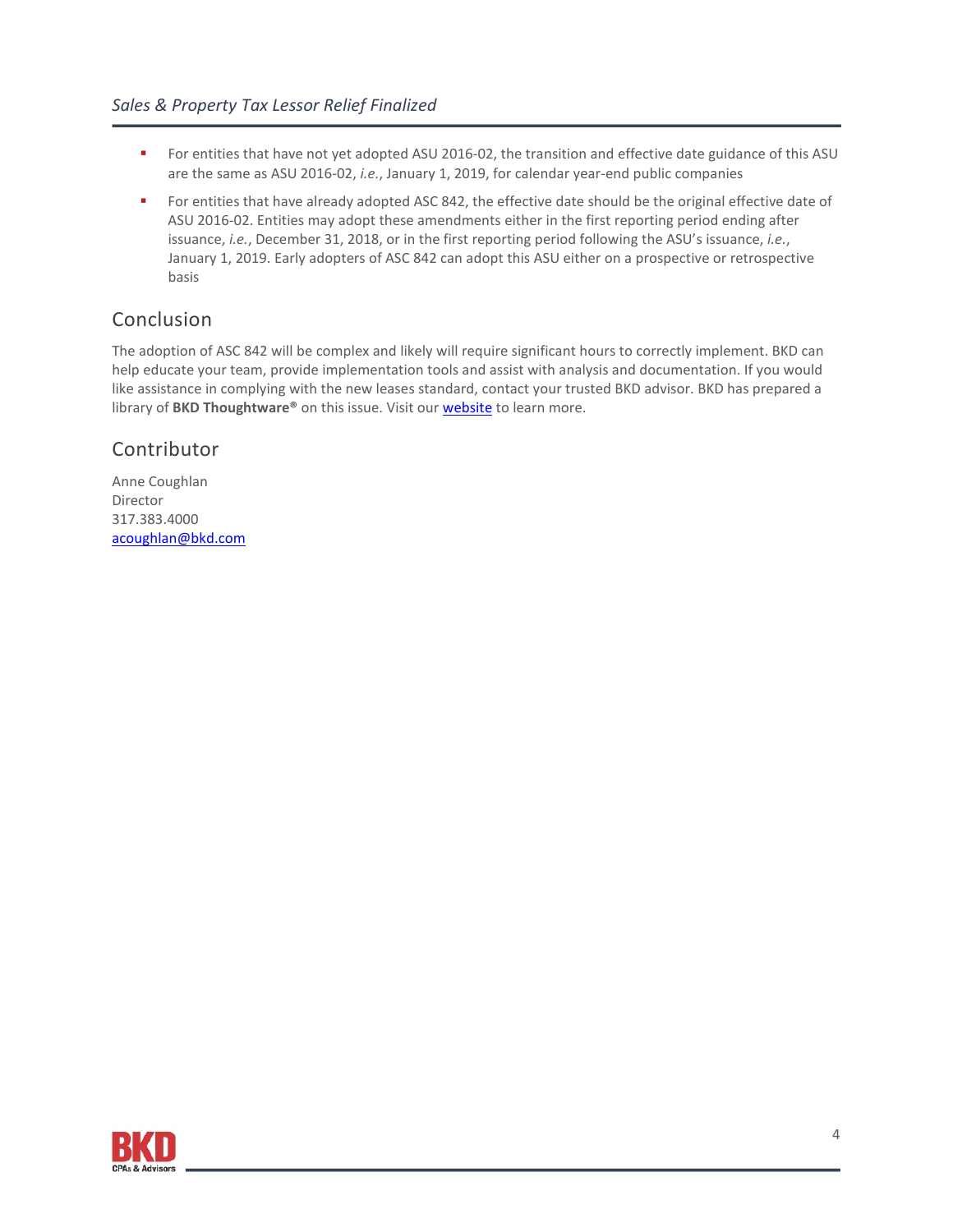- For entities that have not yet adopted ASU 2016-02, the transition and effective date guidance of this ASU are the same as ASU 2016-02, *i.e.*, January 1, 2019, for calendar year-end public companies
- For entities that have already adopted ASC 842, the effective date should be the original effective date of ASU 2016-02. Entities may adopt these amendments either in the first reporting period ending after issuance, *i.e.*, December 31, 2018, or in the first reporting period following the ASU's issuance, *i.e.*, January 1, 2019. Early adopters of ASC 842 can adopt this ASU either on a prospective or retrospective basis

## Conclusion

The adoption of ASC 842 will be complex and likely will require significant hours to correctly implement. BKD can help educate your team, provide implementation tools and assist with analysis and documentation. If you would like assistance in complying with the new leases standard, contact your trusted BKD advisor. BKD has prepared a library of **BKD Thoughtware**® on this issue. Visit our website to learn more.

## Contributor

Anne Coughlan
Director
317.383.4000
acoughlan@bkd.com